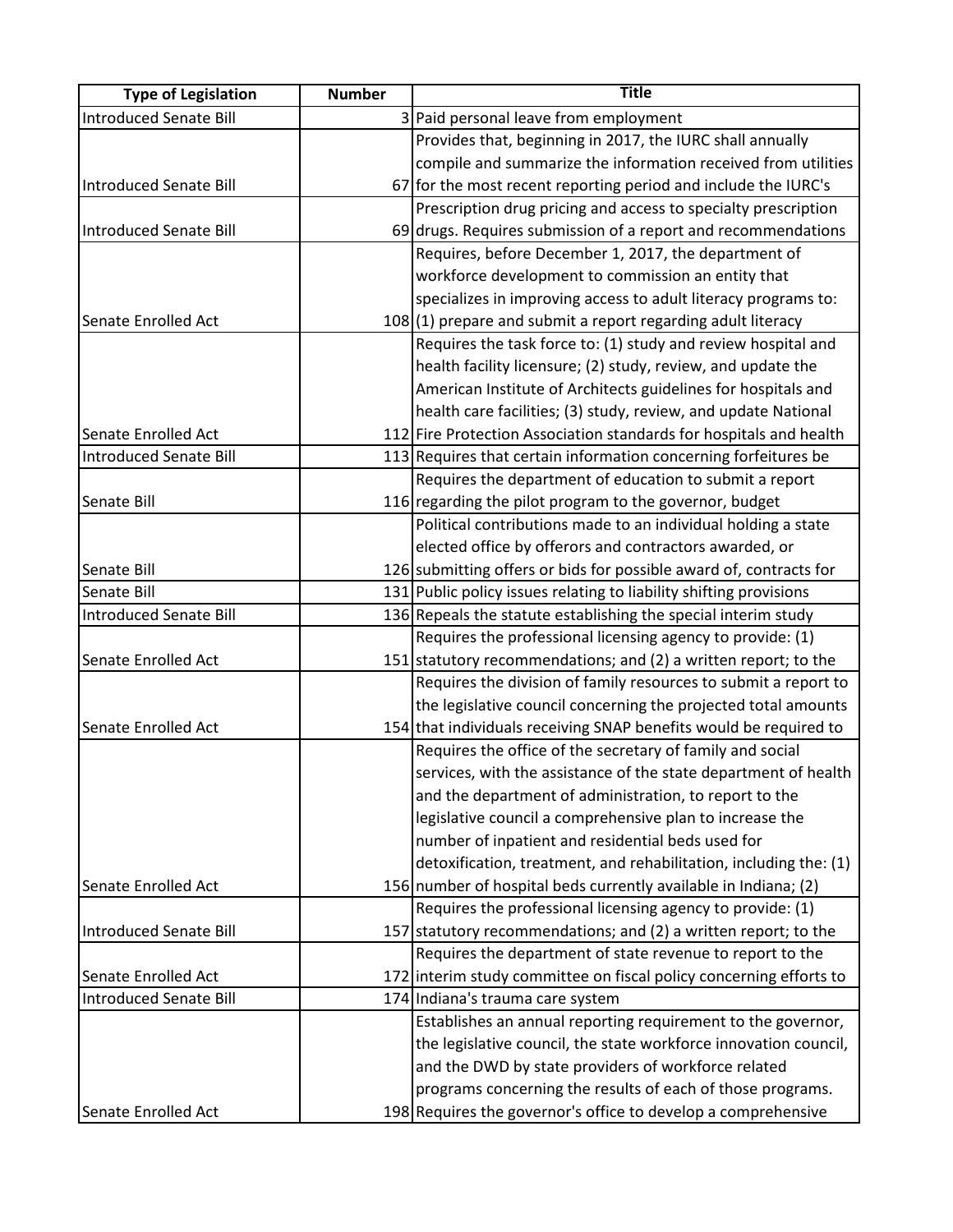| Type of Legislation | Number | Title |
|---|---|---|
| Introduced Senate Bill | 3 | Paid personal leave from employment |
| Introduced Senate Bill | 67 | Provides that, beginning in 2017, the IURC shall annually compile and summarize the information received from utilities for the most recent reporting period and include the IURC's |
| Introduced Senate Bill | 69 | Prescription drug pricing and access to specialty prescription drugs. Requires submission of a report and recommendations |
| Senate Enrolled Act | 108 | Requires, before December 1, 2017, the department of workforce development to commission an entity that specializes in improving access to adult literacy programs to: (1) prepare and submit a report regarding adult literacy |
| Senate Enrolled Act | 112 | Requires the task force to: (1) study and review hospital and health facility licensure; (2) study, review, and update the American Institute of Architects guidelines for hospitals and health care facilities; (3) study, review, and update National Fire Protection Association standards for hospitals and health |
| Introduced Senate Bill | 113 | Requires that certain information concerning forfeitures be |
| Senate Bill | 116 | Requires the department of education to submit a report regarding the pilot program to the governor, budget |
| Senate Bill | 126 | Political contributions made to an individual holding a state elected office by offerors and contractors awarded, or submitting offers or bids for possible award of, contracts for |
| Senate Bill | 131 | Public policy issues relating to liability shifting provisions |
| Introduced Senate Bill | 136 | Repeals the statute establishing the special interim study |
| Senate Enrolled Act | 151 | Requires the professional licensing agency to provide: (1) statutory recommendations; and (2) a written report; to the |
| Senate Enrolled Act | 154 | Requires the division of family resources to submit a report to the legislative council concerning the projected total amounts that individuals receiving SNAP benefits would be required to |
| Senate Enrolled Act | 156 | Requires the office of the secretary of family and social services, with the assistance of the state department of health and the department of administration, to report to the legislative council a comprehensive plan to increase the number of inpatient and residential beds used for detoxification, treatment, and rehabilitation, including the: (1) number of hospital beds currently available in Indiana; (2) |
| Introduced Senate Bill | 157 | Requires the professional licensing agency to provide: (1) statutory recommendations; and (2) a written report; to the |
| Senate Enrolled Act | 172 | Requires the department of state revenue to report to the interim study committee on fiscal policy concerning efforts to |
| Introduced Senate Bill | 174 | Indiana's trauma care system |
| Senate Enrolled Act | 198 | Establishes an annual reporting requirement to the governor, the legislative council, the state workforce innovation council, and the DWD by state providers of workforce related programs concerning the results of each of those programs. Requires the governor's office to develop a comprehensive |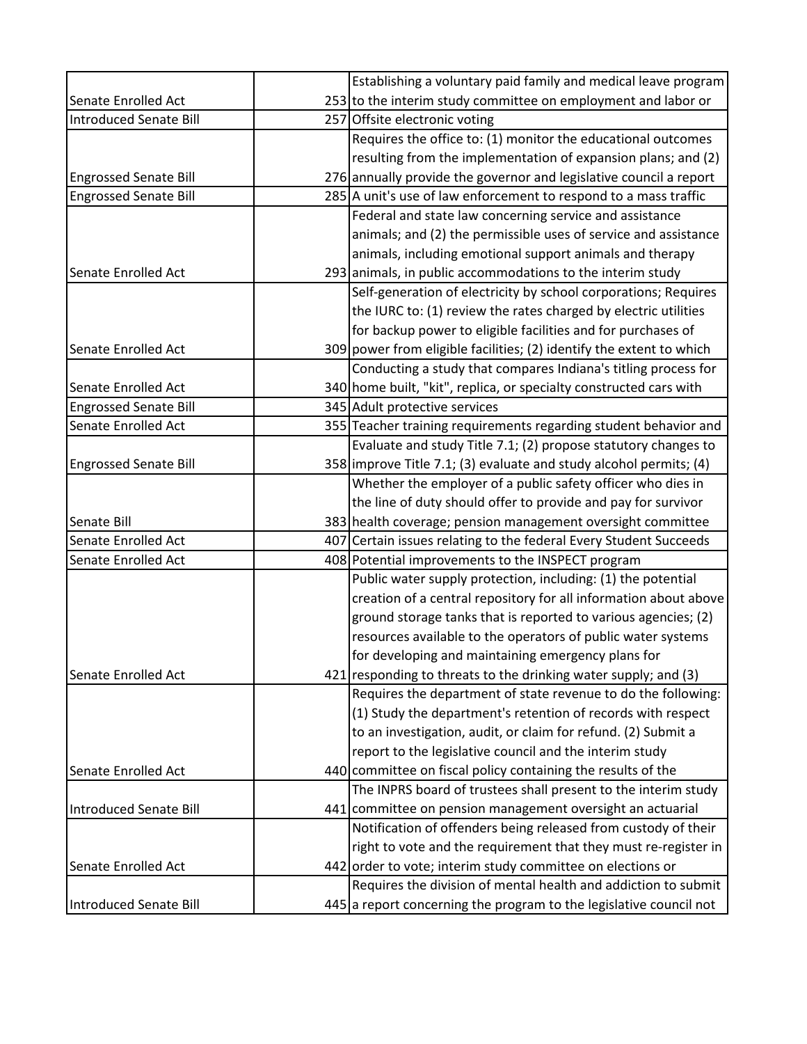| | | |
|---|---|---|
| Senate Enrolled Act | 253 | Establishing a voluntary paid family and medical leave program to the interim study committee on employment and labor or |
| Introduced Senate Bill | 257 | Offsite electronic voting |
| Engrossed Senate Bill | 276 | Requires the office to: (1) monitor the educational outcomes resulting from the implementation of expansion plans; and (2) annually provide the governor and legislative council a report |
| Engrossed Senate Bill | 285 | A unit's use of law enforcement to respond to a mass traffic |
| Senate Enrolled Act | 293 | Federal and state law concerning service and assistance animals; and (2) the permissible uses of service and assistance animals, including emotional support animals and therapy animals, in public accommodations to the interim study |
| Senate Enrolled Act | 309 | Self-generation of electricity by school corporations; Requires the IURC to: (1) review the rates charged by electric utilities for backup power to eligible facilities and for purchases of power from eligible facilities; (2) identify the extent to which |
| Senate Enrolled Act | 340 | Conducting a study that compares Indiana's titling process for home built, "kit", replica, or specialty constructed cars with |
| Engrossed Senate Bill | 345 | Adult protective services |
| Senate Enrolled Act | 355 | Teacher training requirements regarding student behavior and |
| Engrossed Senate Bill | 358 | Evaluate and study Title 7.1; (2) propose statutory changes to improve Title 7.1; (3) evaluate and study alcohol permits; (4) |
| Senate Bill | 383 | Whether the employer of a public safety officer who dies in the line of duty should offer to provide and pay for survivor health coverage; pension management oversight committee |
| Senate Enrolled Act | 407 | Certain issues relating to the federal Every Student Succeeds |
| Senate Enrolled Act | 408 | Potential improvements to the INSPECT program |
| Senate Enrolled Act | 421 | Public water supply protection, including: (1) the potential creation of a central repository for all information about above ground storage tanks that is reported to various agencies; (2) resources available to the operators of public water systems for developing and maintaining emergency plans for responding to threats to the drinking water supply; and (3) |
| Senate Enrolled Act | 440 | Requires the department of state revenue to do the following: (1) Study the department's retention of records with respect to an investigation, audit, or claim for refund. (2) Submit a report to the legislative council and the interim study committee on fiscal policy containing the results of the |
| Introduced Senate Bill | 441 | The INPRS board of trustees shall present to the interim study committee on pension management oversight an actuarial |
| Senate Enrolled Act | 442 | Notification of offenders being released from custody of their right to vote and the requirement that they must re-register in order to vote; interim study committee on elections or |
| Introduced Senate Bill | 445 | Requires the division of mental health and addiction to submit a report concerning the program to the legislative council not |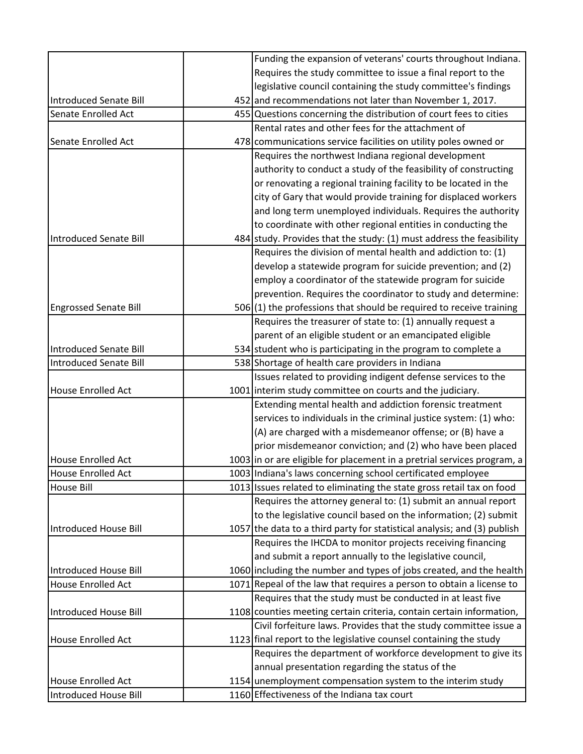| | | |
|---|---|---|
| Introduced Senate Bill | 452 | Funding the expansion of veterans' courts throughout Indiana. Requires the study committee to issue a final report to the legislative council containing the study committee's findings and recommendations not later than November 1, 2017. |
| Senate Enrolled Act | 455 | Questions concerning the distribution of court fees to cities |
| Senate Enrolled Act | 478 | Rental rates and other fees for the attachment of communications service facilities on utility poles owned or |
| Introduced Senate Bill | 484 | Requires the northwest Indiana regional development authority to conduct a study of the feasibility of constructing or renovating a regional training facility to be located in the city of Gary that would provide training for displaced workers and long term unemployed individuals. Requires the authority to coordinate with other regional entities in conducting the study. Provides that the study: (1) must address the feasibility |
| Engrossed Senate Bill | 506 | Requires the division of mental health and addiction to: (1) develop a statewide program for suicide prevention; and (2) employ a coordinator of the statewide program for suicide prevention. Requires the coordinator to study and determine: (1) the professions that should be required to receive training |
| Introduced Senate Bill | 534 | Requires the treasurer of state to: (1) annually request a parent of an eligible student or an emancipated eligible student who is participating in the program to complete a |
| Introduced Senate Bill | 538 | Shortage of health care providers in Indiana |
| House Enrolled Act | 1001 | Issues related to providing indigent defense services to the interim study committee on courts and the judiciary. |
| House Enrolled Act | 1003 | Extending mental health and addiction forensic treatment services to individuals in the criminal justice system: (1) who: (A) are charged with a misdemeanor offense; or (B) have a prior misdemeanor conviction; and (2) who have been placed in or are eligible for placement in a pretrial services program, a |
| House Enrolled Act | 1003 | Indiana's laws concerning school certificated employee |
| House Bill | 1013 | Issues related to eliminating the state gross retail tax on food |
| Introduced House Bill | 1057 | Requires the attorney general to: (1) submit an annual report to the legislative council based on the information; (2) submit the data to a third party for statistical analysis; and (3) publish |
| Introduced House Bill | 1060 | Requires the IHCDA to monitor projects receiving financing and submit a report annually to the legislative council, including the number and types of jobs created, and the health |
| House Enrolled Act | 1071 | Repeal of the law that requires a person to obtain a license to |
| Introduced House Bill | 1108 | Requires that the study must be conducted in at least five counties meeting certain criteria, contain certain information, |
| House Enrolled Act | 1123 | Civil forfeiture laws. Provides that the study committee issue a final report to the legislative counsel containing the study |
| House Enrolled Act | 1154 | Requires the department of workforce development to give its annual presentation regarding the status of the unemployment compensation system to the interim study |
| Introduced House Bill | 1160 | Effectiveness of the Indiana tax court |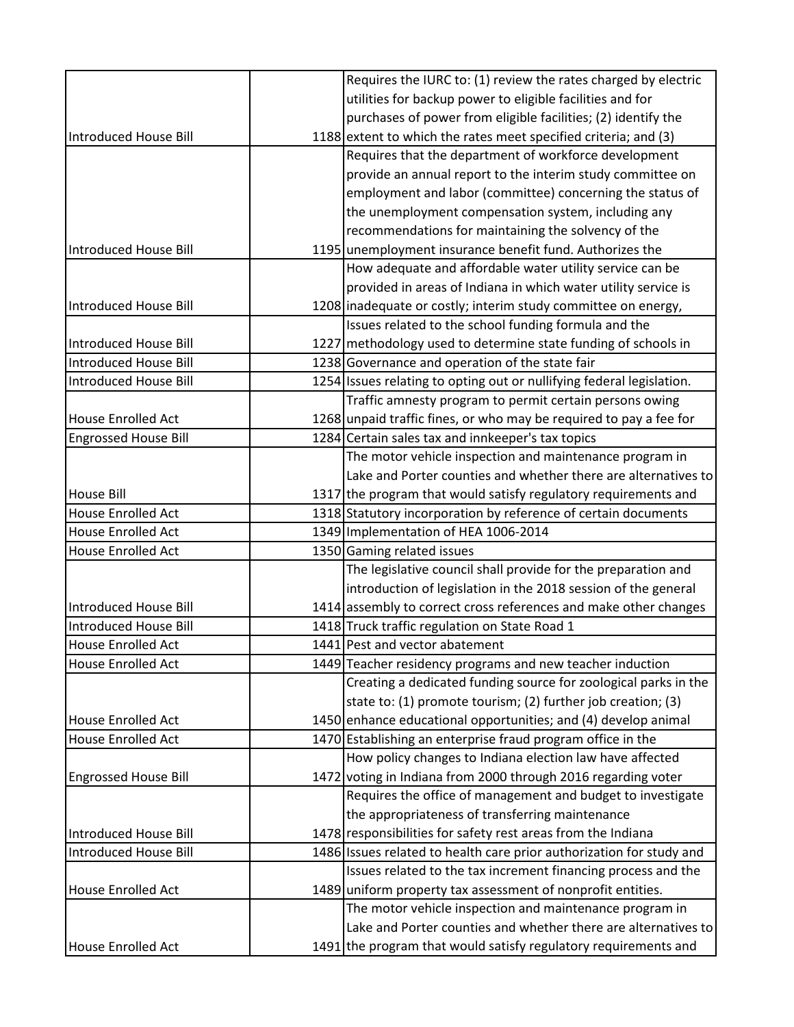| | | | |
|---|---|---|---|
| Introduced House Bill | | 1188 | Requires the IURC to: (1) review the rates charged by electric utilities for backup power to eligible facilities and for purchases of power from eligible facilities; (2) identify the extent to which the rates meet specified criteria; and (3) |
| Introduced House Bill | | 1195 | Requires that the department of workforce development provide an annual report to the interim study committee on employment and labor (committee) concerning the status of the unemployment compensation system, including any recommendations for maintaining the solvency of the unemployment insurance benefit fund. Authorizes the |
| Introduced House Bill | | 1208 | How adequate and affordable water utility service can be provided in areas of Indiana in which water utility service is inadequate or costly; interim study committee on energy, |
| Introduced House Bill | | 1227 | Issues related to the school funding formula and the methodology used to determine state funding of schools in |
| Introduced House Bill | | 1238 | Governance and operation of the state fair |
| Introduced House Bill | | 1254 | Issues relating to opting out or nullifying federal legislation. |
| House Enrolled Act | | 1268 | Traffic amnesty program to permit certain persons owing unpaid traffic fines, or who may be required to pay a fee for |
| Engrossed House Bill | | 1284 | Certain sales tax and innkeeper's tax topics |
| House Bill | | 1317 | The motor vehicle inspection and maintenance program in Lake and Porter counties and whether there are alternatives to the program that would satisfy regulatory requirements and |
| House Enrolled Act | | 1318 | Statutory incorporation by reference of certain documents |
| House Enrolled Act | | 1349 | Implementation of HEA 1006-2014 |
| House Enrolled Act | | 1350 | Gaming related issues |
| Introduced House Bill | | 1414 | The legislative council shall provide for the preparation and introduction of legislation in the 2018 session of the general assembly to correct cross references and make other changes |
| Introduced House Bill | | 1418 | Truck traffic regulation on State Road 1 |
| House Enrolled Act | | 1441 | Pest and vector abatement |
| House Enrolled Act | | 1449 | Teacher residency programs and new teacher induction |
| House Enrolled Act | | 1450 | Creating a dedicated funding source for zoological parks in the state to: (1) promote tourism; (2) further job creation; (3) enhance educational opportunities; and (4) develop animal |
| House Enrolled Act | | 1470 | Establishing an enterprise fraud program office in the |
| Engrossed House Bill | | 1472 | How policy changes to Indiana election law have affected voting in Indiana from 2000 through 2016 regarding voter |
| Introduced House Bill | | 1478 | Requires the office of management and budget to investigate the appropriateness of transferring maintenance responsibilities for safety rest areas from the Indiana |
| Introduced House Bill | | 1486 | Issues related to health care prior authorization for study and |
| House Enrolled Act | | 1489 | Issues related to the tax increment financing process and the uniform property tax assessment of nonprofit entities. |
| House Enrolled Act | | 1491 | The motor vehicle inspection and maintenance program in Lake and Porter counties and whether there are alternatives to the program that would satisfy regulatory requirements and |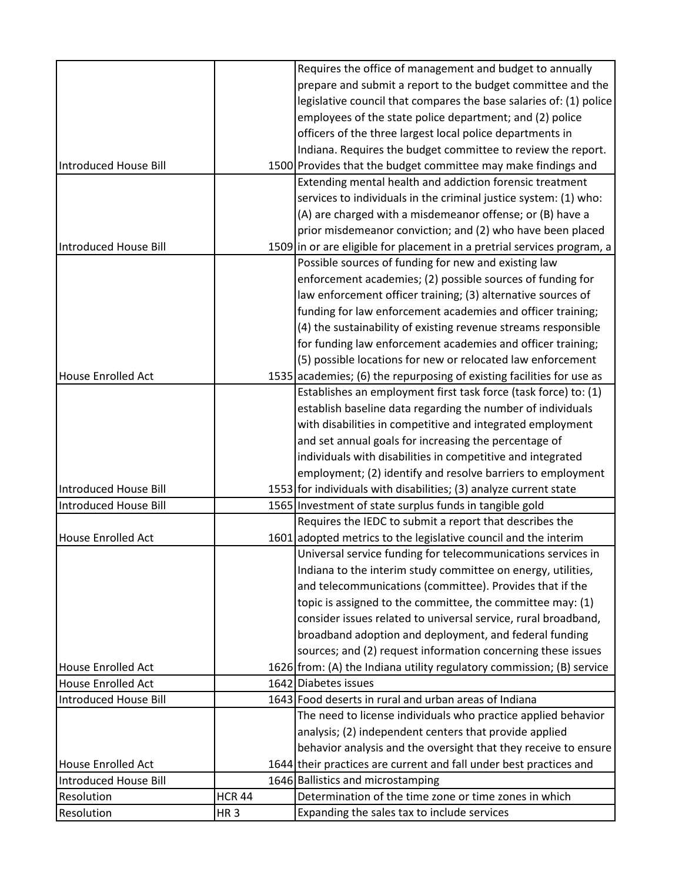| | | |
|---|---|---|
| Introduced House Bill | 1500 | Requires the office of management and budget to annually prepare and submit a report to the budget committee and the legislative council that compares the base salaries of: (1) police employees of the state police department; and (2) police officers of the three largest local police departments in Indiana. Requires the budget committee to review the report. Provides that the budget committee may make findings and |
| Introduced House Bill | 1509 | Extending mental health and addiction forensic treatment services to individuals in the criminal justice system: (1) who: (A) are charged with a misdemeanor offense; or (B) have a prior misdemeanor conviction; and (2) who have been placed in or are eligible for placement in a pretrial services program, a |
| House Enrolled Act | 1535 | Possible sources of funding for new and existing law enforcement academies; (2) possible sources of funding for law enforcement officer training; (3) alternative sources of funding for law enforcement academies and officer training; (4) the sustainability of existing revenue streams responsible for funding law enforcement academies and officer training; (5) possible locations for new or relocated law enforcement academies; (6) the repurposing of existing facilities for use as |
| Introduced House Bill | 1553 | Establishes an employment first task force (task force) to: (1) establish baseline data regarding the number of individuals with disabilities in competitive and integrated employment and set annual goals for increasing the percentage of individuals with disabilities in competitive and integrated employment; (2) identify and resolve barriers to employment for individuals with disabilities; (3) analyze current state |
| Introduced House Bill | 1565 | Investment of state surplus funds in tangible gold |
| House Enrolled Act | 1601 | Requires the IEDC to submit a report that describes the adopted metrics to the legislative council and the interim |
| House Enrolled Act | 1626 | Universal service funding for telecommunications services in Indiana to the interim study committee on energy, utilities, and telecommunications (committee). Provides that if the topic is assigned to the committee, the committee may: (1) consider issues related to universal service, rural broadband, broadband adoption and deployment, and federal funding sources; and (2) request information concerning these issues from: (A) the Indiana utility regulatory commission; (B) service |
| House Enrolled Act | 1642 | Diabetes issues |
| Introduced House Bill | 1643 | Food deserts in rural and urban areas of Indiana |
| House Enrolled Act | 1644 | The need to license individuals who practice applied behavior analysis; (2) independent centers that provide applied behavior analysis and the oversight that they receive to ensure their practices are current and fall under best practices and |
| Introduced House Bill | 1646 | Ballistics and microstamping |
| Resolution | HCR 44 | Determination of the time zone or time zones in which |
| Resolution | HR 3 | Expanding the sales tax to include services |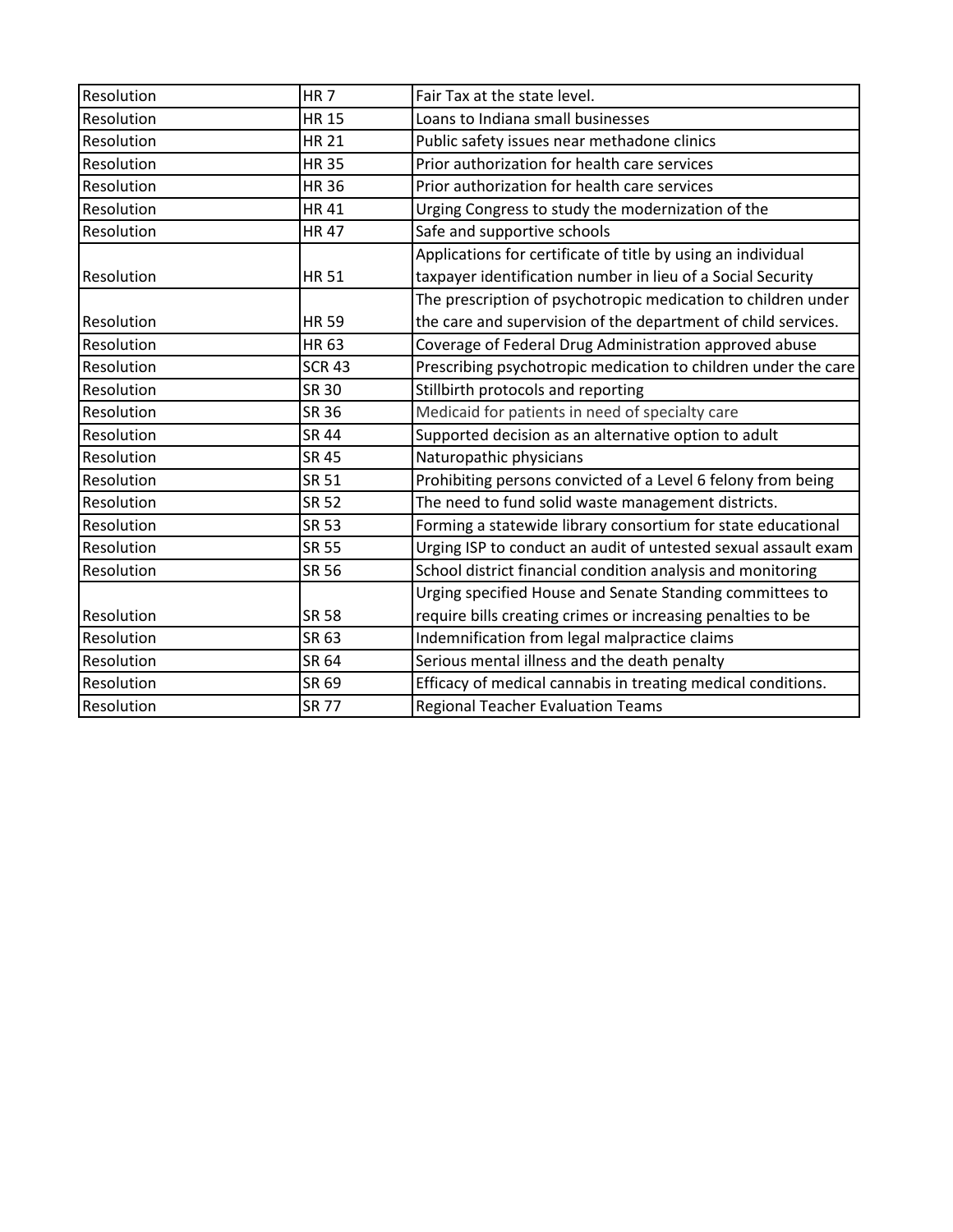| | | |
|---|---|---|
| Resolution | HR 7 | Fair Tax at the state level. |
| Resolution | HR 15 | Loans to Indiana small businesses |
| Resolution | HR 21 | Public safety issues near methadone clinics |
| Resolution | HR 35 | Prior authorization for health care services |
| Resolution | HR 36 | Prior authorization for health care services |
| Resolution | HR 41 | Urging Congress to study the modernization of the |
| Resolution | HR 47 | Safe and supportive schools |
| Resolution | HR 51 | Applications for certificate of title by using an individual taxpayer identification number in lieu of a Social Security |
| Resolution | HR 59 | The prescription of psychotropic medication to children under the care and supervision of the department of child services. |
| Resolution | HR 63 | Coverage of Federal Drug Administration approved abuse |
| Resolution | SCR 43 | Prescribing psychotropic medication to children under the care |
| Resolution | SR 30 | Stillbirth protocols and reporting |
| Resolution | SR 36 | Medicaid for patients in need of specialty care |
| Resolution | SR 44 | Supported decision as an alternative option to adult |
| Resolution | SR 45 | Naturopathic physicians |
| Resolution | SR 51 | Prohibiting persons convicted of a Level 6 felony from being |
| Resolution | SR 52 | The need to fund solid waste management districts. |
| Resolution | SR 53 | Forming a statewide library consortium for state educational |
| Resolution | SR 55 | Urging ISP to conduct an audit of untested sexual assault exam |
| Resolution | SR 56 | School district financial condition analysis and monitoring |
| Resolution | SR 58 | Urging specified House and Senate Standing committees to require bills creating crimes or increasing penalties to be |
| Resolution | SR 63 | Indemnification from legal malpractice claims |
| Resolution | SR 64 | Serious mental illness and the death penalty |
| Resolution | SR 69 | Efficacy of medical cannabis in treating medical conditions. |
| Resolution | SR 77 | Regional Teacher Evaluation Teams |